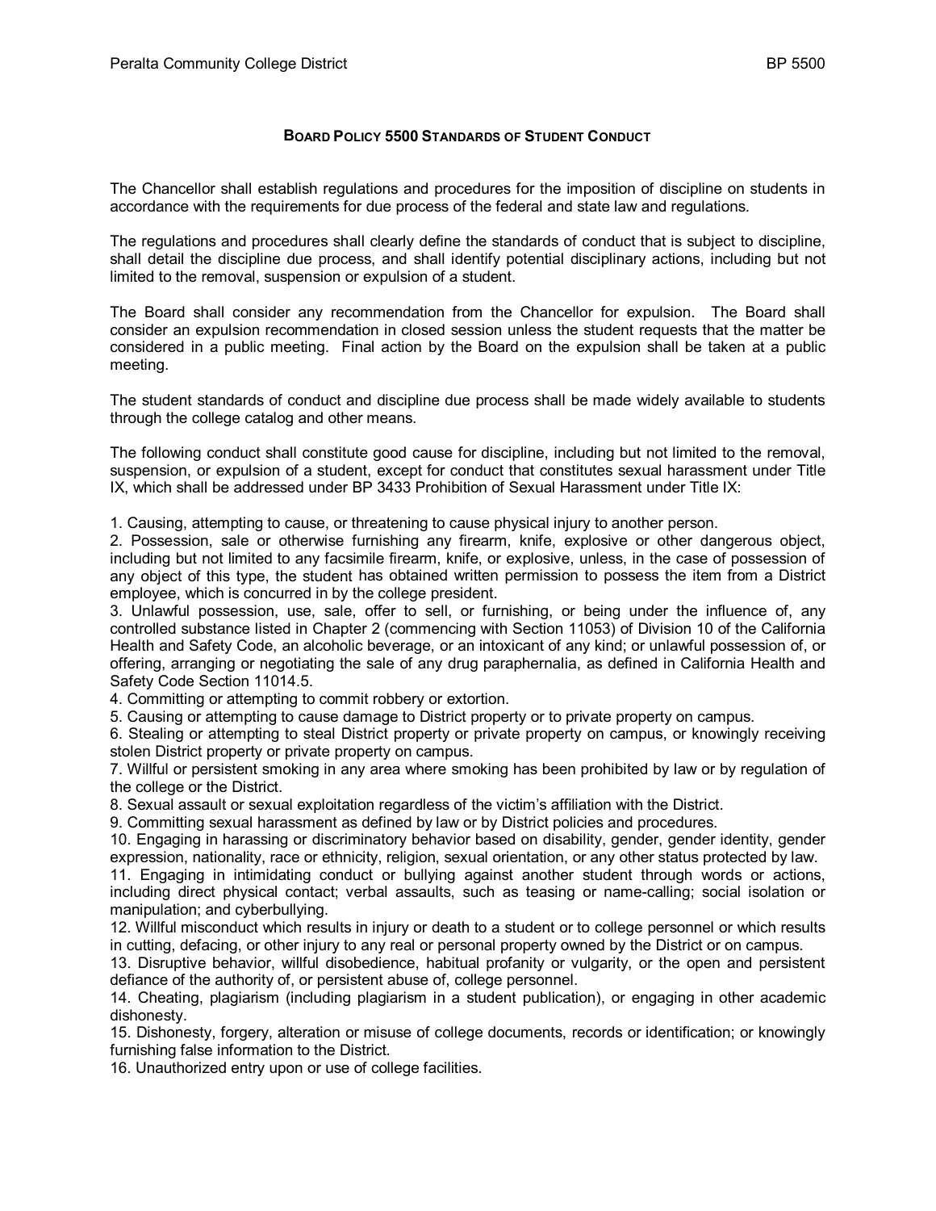# BOARD POLICY 5500 STANDARDS OF STUDENT CONDUCT

The Chancellor shall establish regulations and procedures for the imposition of discipline on students in accordance with the requirements for due process of the federal and state law and regulations.

The regulations and procedures shall clearly define the standards of conduct that is subject to discipline, shall detail the discipline due process, and shall identify potential disciplinary actions, including but not limited to the removal, suspension or expulsion of a student.

The Board shall consider any recommendation from the Chancellor for expulsion. The Board shall consider an expulsion recommendation in closed session unless the student requests that the matter be considered in a public meeting. Final action by the Board on the expulsion shall be taken at a public meeting.

The student standards of conduct and discipline due process shall be made widely available to students through the college catalog and other means.

The following conduct shall constitute good cause for discipline, including but not limited to the removal, suspension, or expulsion of a student, except for conduct that constitutes sexual harassment under Title IX, which shall be addressed under BP 3433 Prohibition of Sexual Harassment under Title IX:

1. Causing, attempting to cause, or threatening to cause physical injury to another person.
2. Possession, sale or otherwise furnishing any firearm, knife, explosive or other dangerous object, including but not limited to any facsimile firearm, knife, or explosive, unless, in the case of possession of any object of this type, the student has obtained written permission to possess the item from a District employee, which is concurred in by the college president.
3. Unlawful possession, use, sale, offer to sell, or furnishing, or being under the influence of, any controlled substance listed in Chapter 2 (commencing with Section 11053) of Division 10 of the California Health and Safety Code, an alcoholic beverage, or an intoxicant of any kind; or unlawful possession of, or offering, arranging or negotiating the sale of any drug paraphernalia, as defined in California Health and Safety Code Section 11014.5.
4. Committing or attempting to commit robbery or extortion.
5. Causing or attempting to cause damage to District property or to private property on campus.
6. Stealing or attempting to steal District property or private property on campus, or knowingly receiving stolen District property or private property on campus.
7. Willful or persistent smoking in any area where smoking has been prohibited by law or by regulation of the college or the District.
8. Sexual assault or sexual exploitation regardless of the victim's affiliation with the District.
9. Committing sexual harassment as defined by law or by District policies and procedures.
10. Engaging in harassing or discriminatory behavior based on disability, gender, gender identity, gender expression, nationality, race or ethnicity, religion, sexual orientation, or any other status protected by law.
11. Engaging in intimidating conduct or bullying against another student through words or actions, including direct physical contact; verbal assaults, such as teasing or name-calling; social isolation or manipulation; and cyberbullying.
12. Willful misconduct which results in injury or death to a student or to college personnel or which results in cutting, defacing, or other injury to any real or personal property owned by the District or on campus.
13. Disruptive behavior, willful disobedience, habitual profanity or vulgarity, or the open and persistent defiance of the authority of, or persistent abuse of, college personnel.
14. Cheating, plagiarism (including plagiarism in a student publication), or engaging in other academic dishonesty.
15. Dishonesty, forgery, alteration or misuse of college documents, records or identification; or knowingly furnishing false information to the District.
16. Unauthorized entry upon or use of college facilities.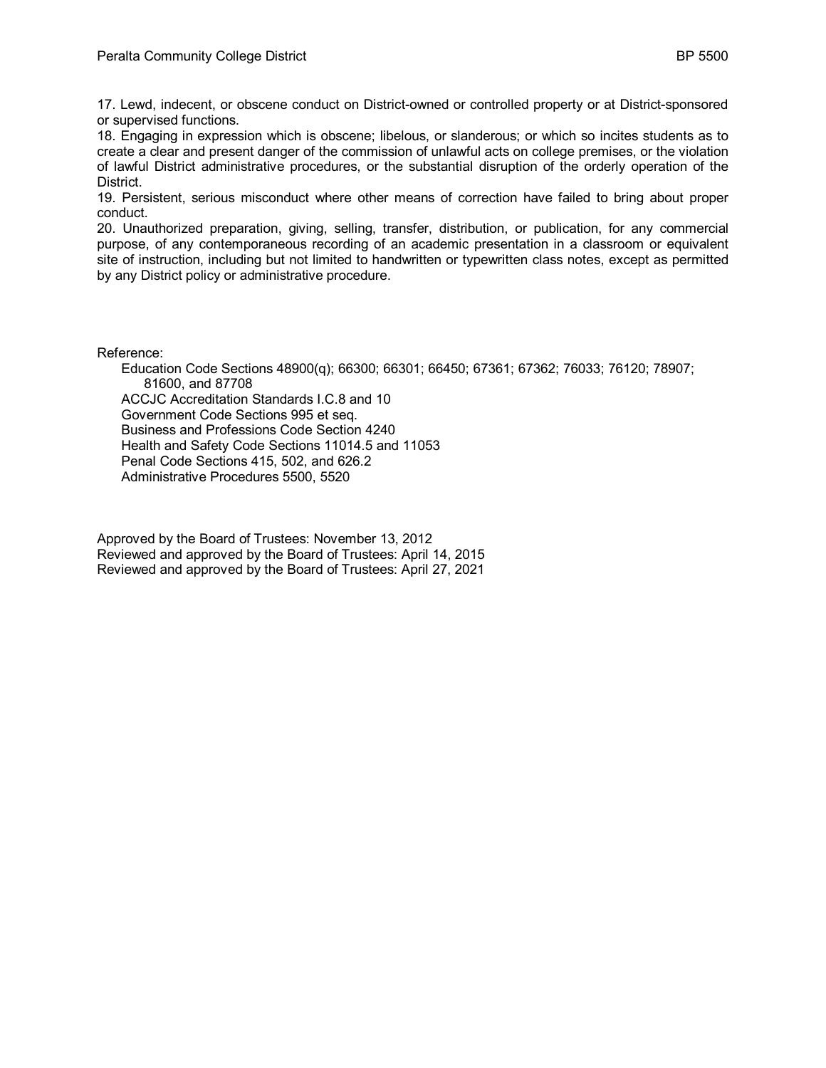17. Lewd, indecent, or obscene conduct on District-owned or controlled property or at District-sponsored or supervised functions.
18. Engaging in expression which is obscene; libelous, or slanderous; or which so incites students as to create a clear and present danger of the commission of unlawful acts on college premises, or the violation of lawful District administrative procedures, or the substantial disruption of the orderly operation of the District.
19. Persistent, serious misconduct where other means of correction have failed to bring about proper conduct.
20. Unauthorized preparation, giving, selling, transfer, distribution, or publication, for any commercial purpose, of any contemporaneous recording of an academic presentation in a classroom or equivalent site of instruction, including but not limited to handwritten or typewritten class notes, except as permitted by any District policy or administrative procedure.

Reference:

Education Code Sections 48900(q); 66300; 66301; 66450; 67361; 67362; 76033; 76120; 78907; 81600, and 87708
ACCJC Accreditation Standards I.C.8 and 10
Government Code Sections 995 et seq.
Business and Professions Code Section 4240
Health and Safety Code Sections 11014.5 and 11053
Penal Code Sections 415, 502, and 626.2
Administrative Procedures 5500, 5520

Approved by the Board of Trustees: November 13, 2012
Reviewed and approved by the Board of Trustees: April 14, 2015
Reviewed and approved by the Board of Trustees: April 27, 2021